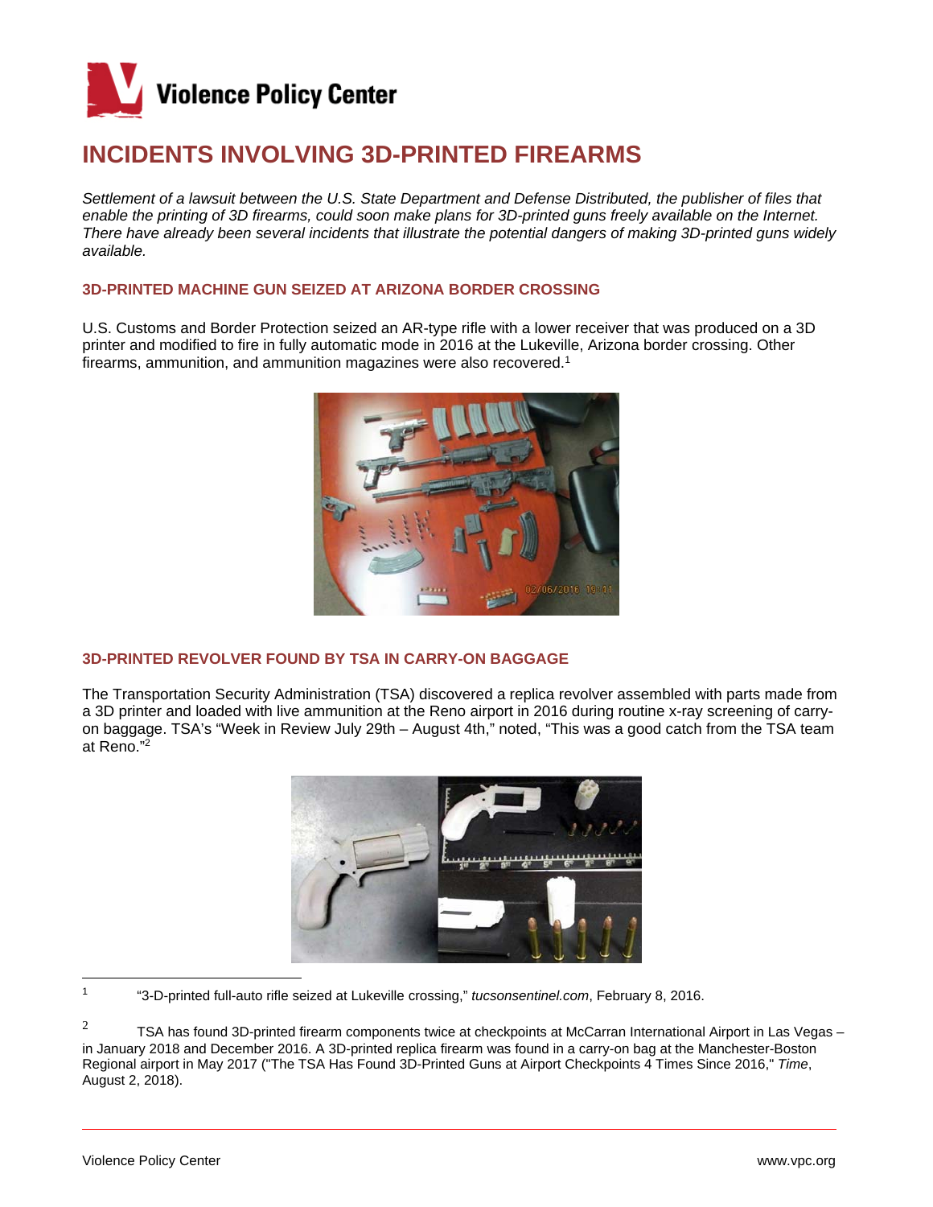# Violence Policy Center

## INCIDENTS INVOLVING 3D-PRINTED FIREARMS

*Settlement of a lawsuit between the U.S. State Department and Defense Distributed, the publisher of files that enable the printing of 3D firearms, could soon make plans for 3D-printed guns freely available on the Internet. There have already been several incidents that illustrate the potential dangers of making 3D-printed guns widely available.*

### 3D-PRINTED MACHINE GUN SEIZED AT ARIZONA BORDER CROSSING

U.S. Customs and Border Protection seized an AR-type rifle with a lower receiver that was produced on a 3D printer and modified to fire in fully automatic mode in 2016 at the Lukeville, Arizona border crossing. Other firearms, ammunition, and ammunition magazines were also recovered.[1]

### 3D-PRINTED REVOLVER FOUND BY TSA IN CARRY-ON BAGGAGE

The Transportation Security Administration (TSA) discovered a replica revolver assembled with parts made from a 3D printer and loaded with live ammunition at the Reno airport in 2016 during routine x-ray screening of carry-on baggage. TSA's "Week in Review July 29th – August 4th," noted, "This was a good catch from the TSA team at Reno."[2]

---

[1] "3-D-printed full-auto rifle seized at Lukeville crossing," *tucsonsentinel.com*, February 8, 2016.

[2] TSA has found 3D-printed firearm components twice at checkpoints at McCarran International Airport in Las Vegas – in January 2018 and December 2016. A 3D-printed replica firearm was found in a carry-on bag at the Manchester-Boston Regional airport in May 2017 ("The TSA Has Found 3D-Printed Guns at Airport Checkpoints 4 Times Since 2016," *Time*, August 2, 2018).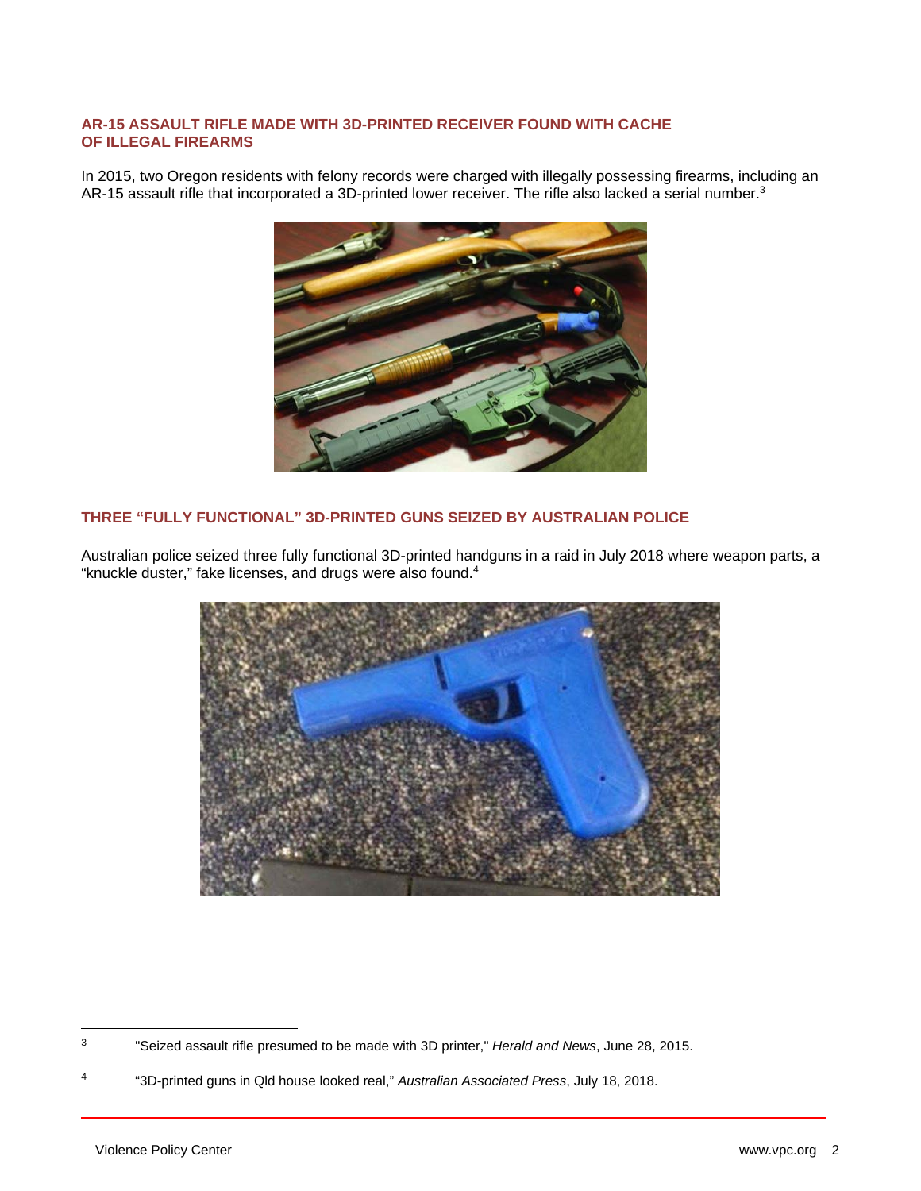### AR-15 ASSAULT RIFLE MADE WITH 3D-PRINTED RECEIVER FOUND WITH CACHE OF ILLEGAL FIREARMS

In 2015, two Oregon residents with felony records were charged with illegally possessing firearms, including an AR-15 assault rifle that incorporated a 3D-printed lower receiver. The rifle also lacked a serial number.[3]

### THREE "FULLY FUNCTIONAL" 3D-PRINTED GUNS SEIZED BY AUSTRALIAN POLICE

Australian police seized three fully functional 3D-printed handguns in a raid in July 2018 where weapon parts, a "knuckle duster," fake licenses, and drugs were also found.[4]

---

[3] "Seized assault rifle presumed to be made with 3D printer," *Herald and News*, June 28, 2015.

[4] "3D-printed guns in Qld house looked real," *Australian Associated Press*, July 18, 2018.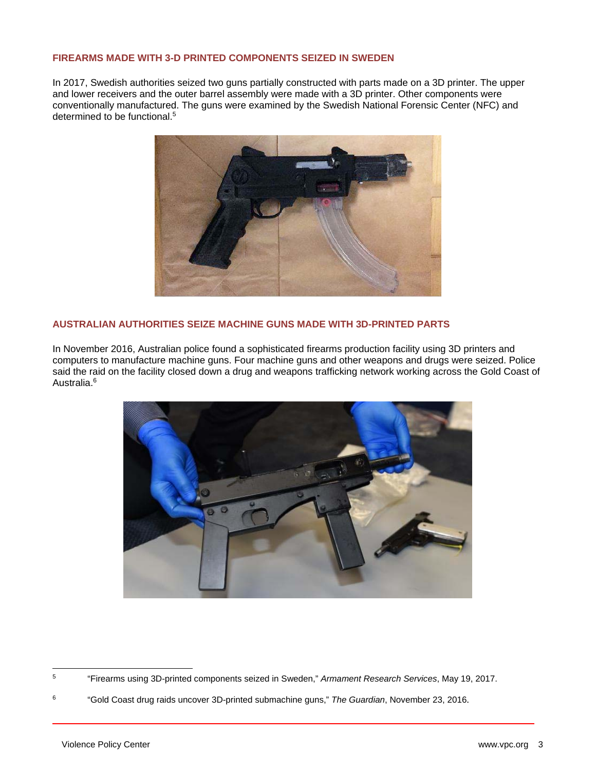## FIREARMS MADE WITH 3-D PRINTED COMPONENTS SEIZED IN SWEDEN

In 2017, Swedish authorities seized two guns partially constructed with parts made on a 3D printer. The upper and lower receivers and the outer barrel assembly were made with a 3D printer. Other components were conventionally manufactured. The guns were examined by the Swedish National Forensic Center (NFC) and determined to be functional.[5]

## AUSTRALIAN AUTHORITIES SEIZE MACHINE GUNS MADE WITH 3D-PRINTED PARTS

In November 2016, Australian police found a sophisticated firearms production facility using 3D printers and computers to manufacture machine guns. Four machine guns and other weapons and drugs were seized. Police said the raid on the facility closed down a drug and weapons trafficking network working across the Gold Coast of Australia.[6]

---

[5] "Firearms using 3D-printed components seized in Sweden," *Armament Research Services*, May 19, 2017.

[6] "Gold Coast drug raids uncover 3D-printed submachine guns," *The Guardian*, November 23, 2016.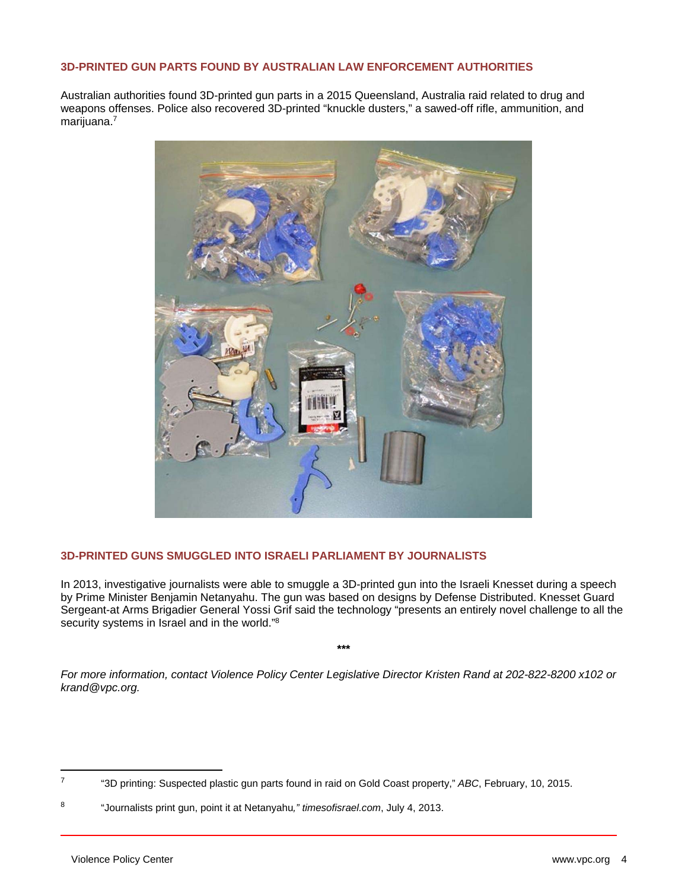### 3D-PRINTED GUN PARTS FOUND BY AUSTRALIAN LAW ENFORCEMENT AUTHORITIES

Australian authorities found 3D-printed gun parts in a 2015 Queensland, Australia raid related to drug and weapons offenses. Police also recovered 3D-printed "knuckle dusters," a sawed-off rifle, ammunition, and marijuana.[7]

### 3D-PRINTED GUNS SMUGGLED INTO ISRAELI PARLIAMENT BY JOURNALISTS

In 2013, investigative journalists were able to smuggle a 3D-printed gun into the Israeli Knesset during a speech by Prime Minister Benjamin Netanyahu. The gun was based on designs by Defense Distributed. Knesset Guard Sergeant-at Arms Brigadier General Yossi Grif said the technology "presents an entirely novel challenge to all the security systems in Israel and in the world."[8]

***

*For more information, contact Violence Policy Center Legislative Director Kristen Rand at 202-822-8200 x102 or krand@vpc.org.*

---

[7] "3D printing: Suspected plastic gun parts found in raid on Gold Coast property," *ABC*, February, 10, 2015.

[8] "Journalists print gun, point it at Netanyahu*," timesofisrael.com*, July 4, 2013.